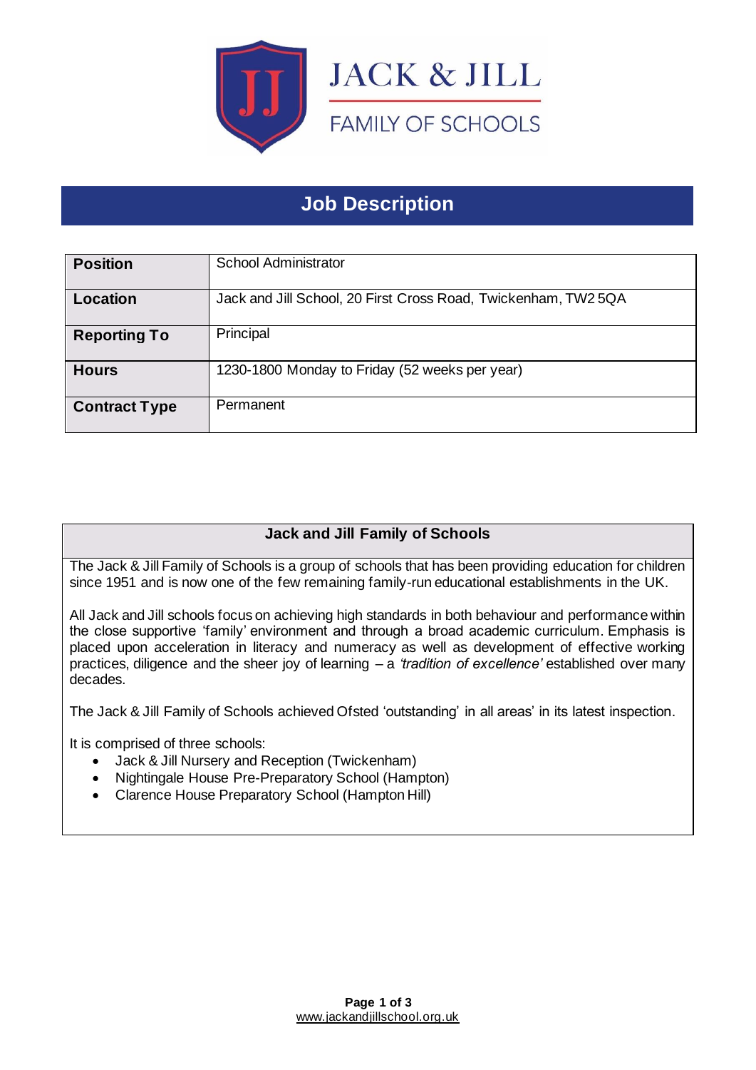JACK & JILL

FAMILY OF SCHOOLS

# Job Description

| **Position** | School Administrator |
|---|---|
| **Location** | Jack and Jill School, 20 First Cross Road, Twickenham, TW2 5QA |
| **Reporting To** | Principal |
| **Hours** | 1230-1800 Monday to Friday (52 weeks per year) |
| **Contract Type** | Permanent |

## Jack and Jill Family of Schools

The Jack & Jill Family of Schools is a group of schools that has been providing education for children since 1951 and is now one of the few remaining family-run educational establishments in the UK.

All Jack and Jill schools focus on achieving high standards in both behaviour and performance within the close supportive 'family' environment and through a broad academic curriculum. Emphasis is placed upon acceleration in literacy and numeracy as well as development of effective working practices, diligence and the sheer joy of learning – a *'tradition of excellence'* established over many decades.

The Jack & Jill Family of Schools achieved Ofsted 'outstanding' in all areas' in its latest inspection.

It is comprised of three schools:

- Jack & Jill Nursery and Reception (Twickenham)
- Nightingale House Pre-Preparatory School (Hampton)
- Clarence House Preparatory School (Hampton Hill)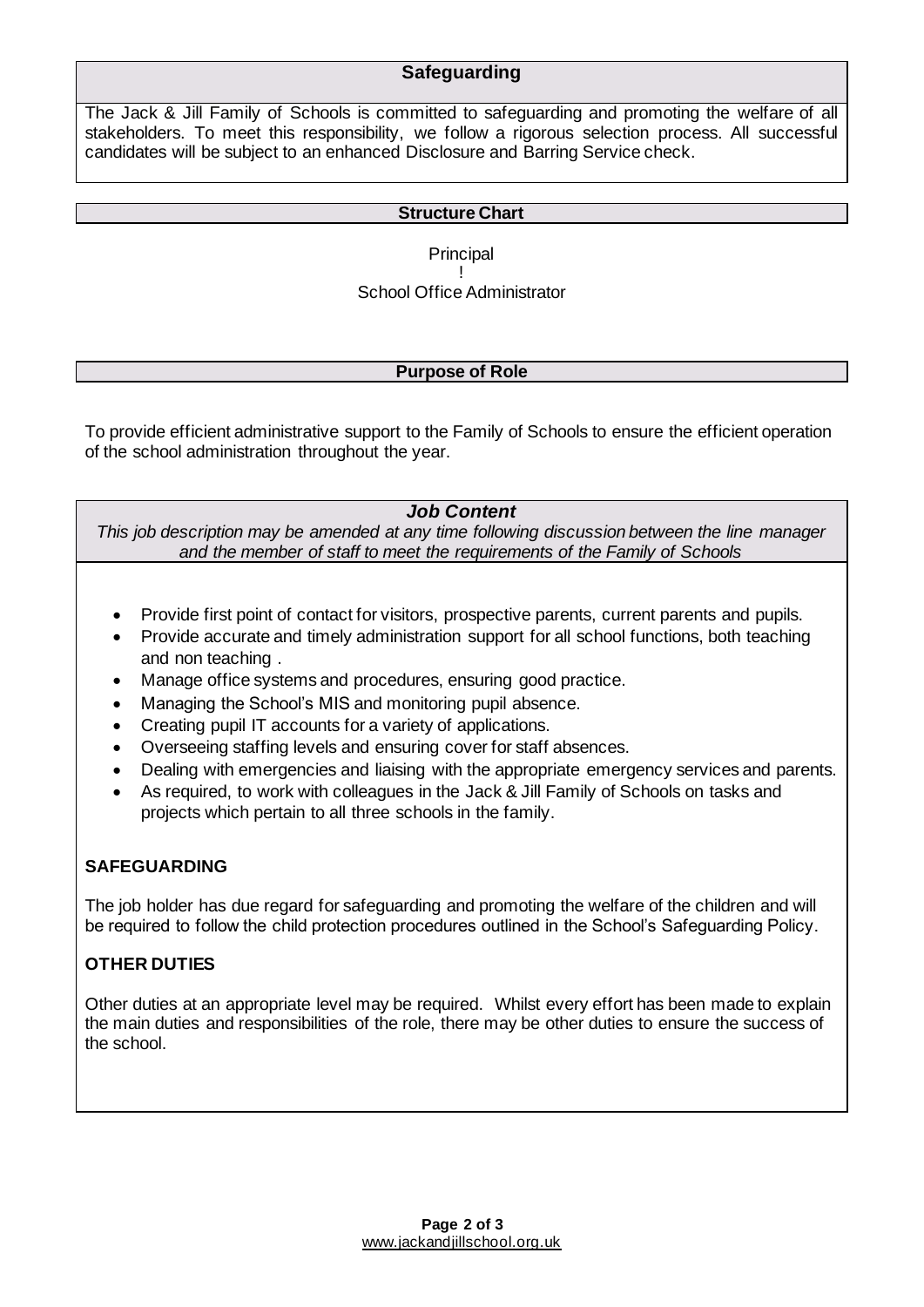## Safeguarding

The Jack & Jill Family of Schools is committed to safeguarding and promoting the welfare of all stakeholders. To meet this responsibility, we follow a rigorous selection process. All successful candidates will be subject to an enhanced Disclosure and Barring Service check.

## Structure Chart

Principal
!
School Office Administrator

## Purpose of Role

To provide efficient administrative support to the Family of Schools to ensure the efficient operation of the school administration throughout the year.

## *Job Content*

*This job description may be amended at any time following discussion between the line manager and the member of staff to meet the requirements of the Family of Schools*

- Provide first point of contact for visitors, prospective parents, current parents and pupils.
- Provide accurate and timely administration support for all school functions, both teaching and non teaching .
- Manage office systems and procedures, ensuring good practice.
- Managing the School's MIS and monitoring pupil absence.
- Creating pupil IT accounts for a variety of applications.
- Overseeing staffing levels and ensuring cover for staff absences.
- Dealing with emergencies and liaising with the appropriate emergency services and parents.
- As required, to work with colleagues in the Jack & Jill Family of Schools on tasks and projects which pertain to all three schools in the family.

### SAFEGUARDING

The job holder has due regard for safeguarding and promoting the welfare of the children and will be required to follow the child protection procedures outlined in the School's Safeguarding Policy.

### OTHER DUTIES

Other duties at an appropriate level may be required. Whilst every effort has been made to explain the main duties and responsibilities of the role, there may be other duties to ensure the success of the school.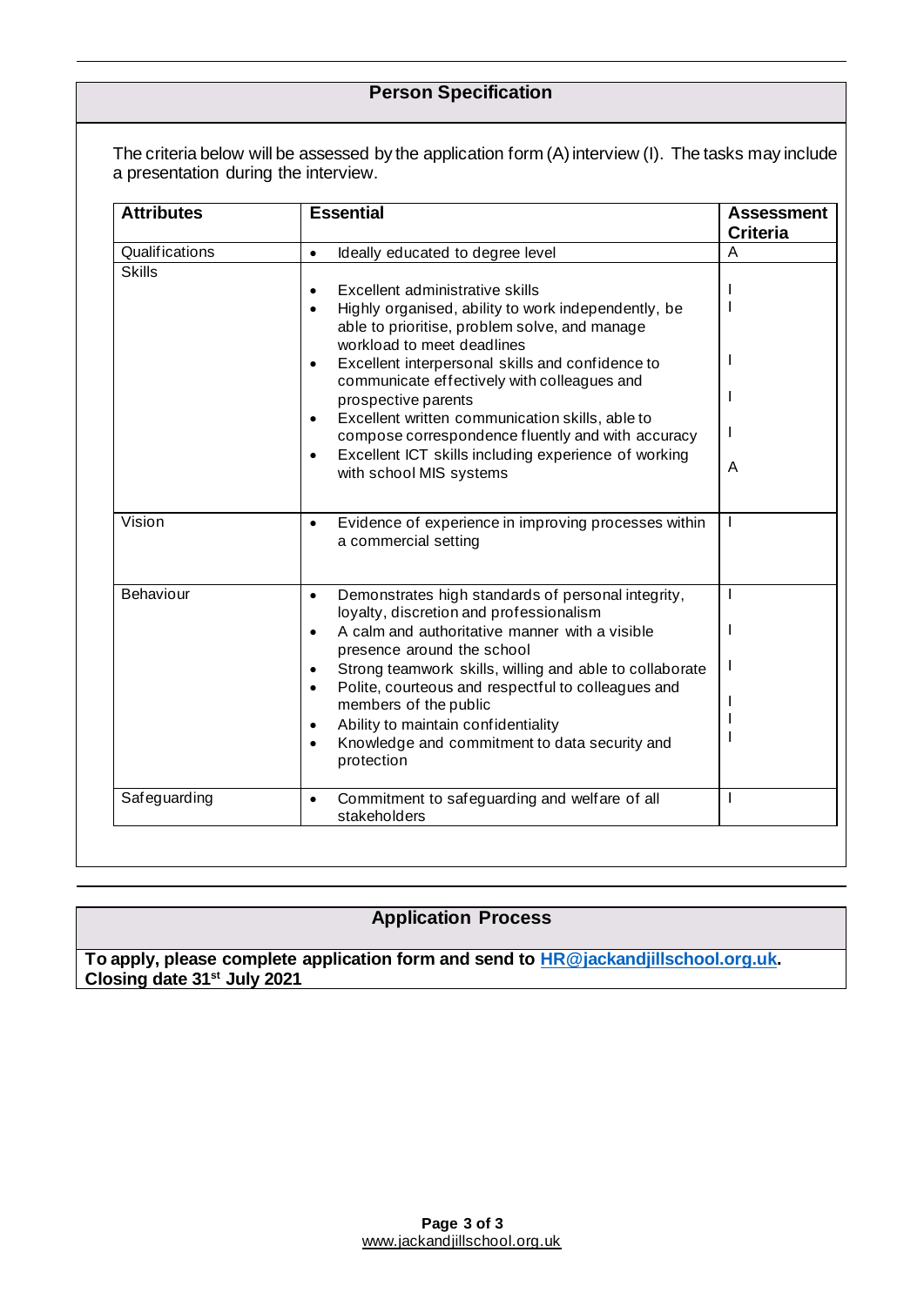## Person Specification

The criteria below will be assessed by the application form (A) interview (I). The tasks may include a presentation during the interview.

| Attributes | Essential | Assessment Criteria |
|---|---|---|
| Qualifications | • Ideally educated to degree level | A |
| Skills | • Excellent administrative skills<br>• Highly organised, ability to work independently, be able to prioritise, problem solve, and manage workload to meet deadlines<br>• Excellent interpersonal skills and confidence to communicate effectively with colleagues and prospective parents<br>• Excellent written communication skills, able to compose correspondence fluently and with accuracy<br>• Excellent ICT skills including experience of working with school MIS systems | I<br>I<br>I<br>I<br>I<br>A |
| Vision | • Evidence of experience in improving processes within a commercial setting | I |
| Behaviour | • Demonstrates high standards of personal integrity, loyalty, discretion and professionalism<br>• A calm and authoritative manner with a visible presence around the school<br>• Strong teamwork skills, willing and able to collaborate<br>• Polite, courteous and respectful to colleagues and members of the public<br>• Ability to maintain confidentiality<br>• Knowledge and commitment to data security and protection | I<br>I<br>I<br>I<br>I<br>I |
| Safeguarding | • Commitment to safeguarding and welfare of all stakeholders | I |

## Application Process

**To apply, please complete application form and send to [HR@jackandjillschool.org.uk](mailto:HR@jackandjillschool.org.uk). Closing date 31st July 2021**

www.jackandjillschool.org.uk